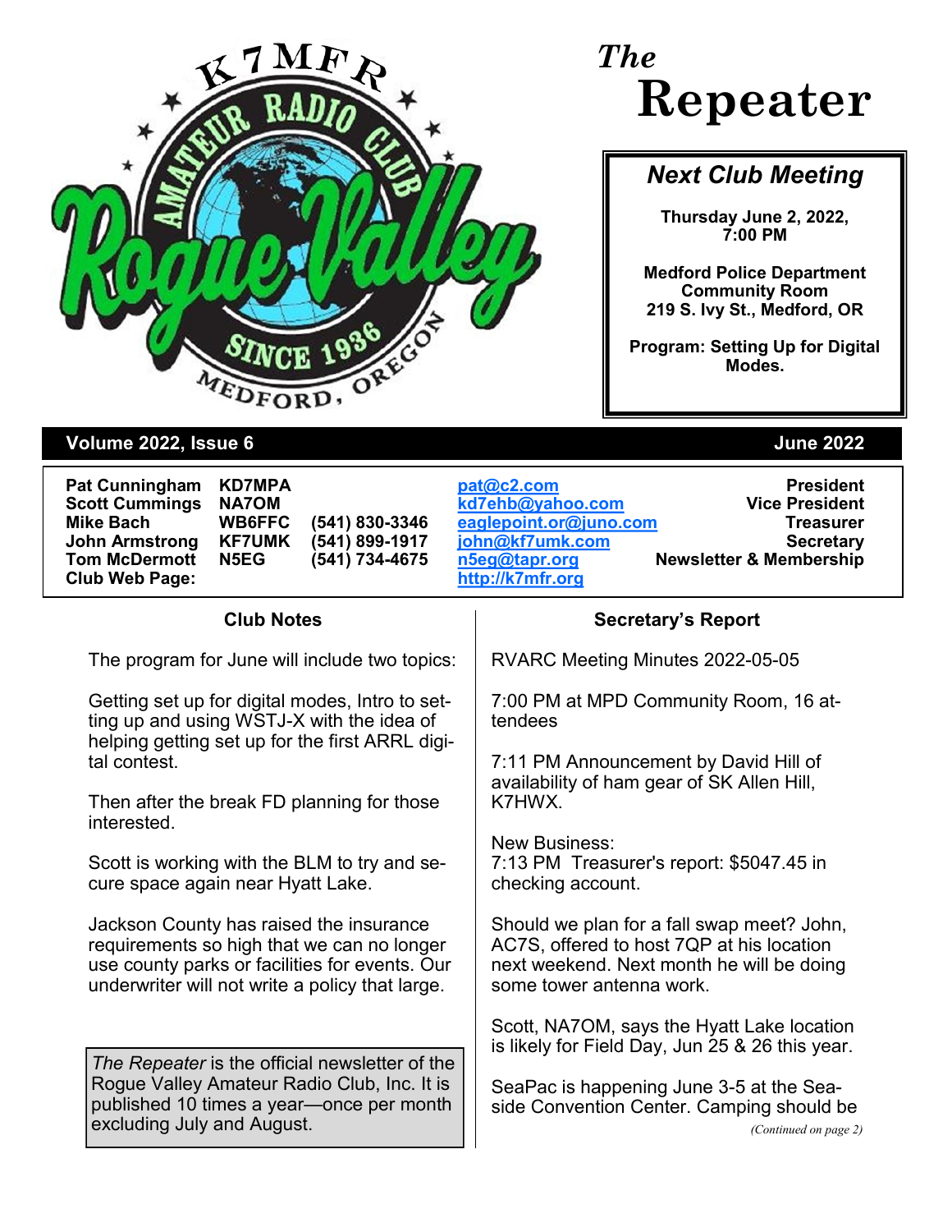# The Repeater

## Next Club Meeting

**Thursday June 2, 2022, 7:00 PM**

**Medford Police Department Community Room**
**219 S. Ivy St., Medford, OR**

**Program: Setting Up for Digital Modes.**

**Volume 2022, Issue 6** — **June 2022**

| | | | | |
|---|---|---|---|---|
| **Pat Cunningham** | **KD7MPA** | | pat@c2.com | **President** |
| **Scott Cummings** | **NA7OM** | | kd7ehb@yahoo.com | **Vice President** |
| **Mike Bach** | **WB6FFC** | **(541) 830-3346** | eaglepoint.or@juno.com | **Treasurer** |
| **John Armstrong** | **KF7UMK** | **(541) 899-1917** | john@kf7umk.com | **Secretary** |
| **Tom McDermott** | **N5EG** | **(541) 734-4675** | n5eg@tapr.org | **Newsletter & Membership** |
| **Club Web Page:** | | | http://k7mfr.org | |

## Club Notes

The program for June will include two topics:

Getting set up for digital modes, Intro to setting up and using WSTJ-X with the idea of helping getting set up for the first ARRL digital contest.

Then after the break FD planning for those interested.

Scott is working with the BLM to try and secure space again near Hyatt Lake.

Jackson County has raised the insurance requirements so high that we can no longer use county parks or facilities for events. Our underwriter will not write a policy that large.

*The Repeater* is the official newsletter of the Rogue Valley Amateur Radio Club, Inc. It is published 10 times a year—once per month excluding July and August.

## Secretary's Report

RVARC Meeting Minutes 2022-05-05

7:00 PM at MPD Community Room, 16 attendees

7:11 PM Announcement by David Hill of availability of ham gear of SK Allen Hill, K7HWX.

New Business:
7:13 PM Treasurer's report: $5047.45 in checking account.

Should we plan for a fall swap meet? John, AC7S, offered to host 7QP at his location next weekend. Next month he will be doing some tower antenna work.

Scott, NA7OM, says the Hyatt Lake location is likely for Field Day, Jun 25 & 26 this year.

SeaPac is happening June 3-5 at the Seaside Convention Center. Camping should be

*(Continued on page 2)*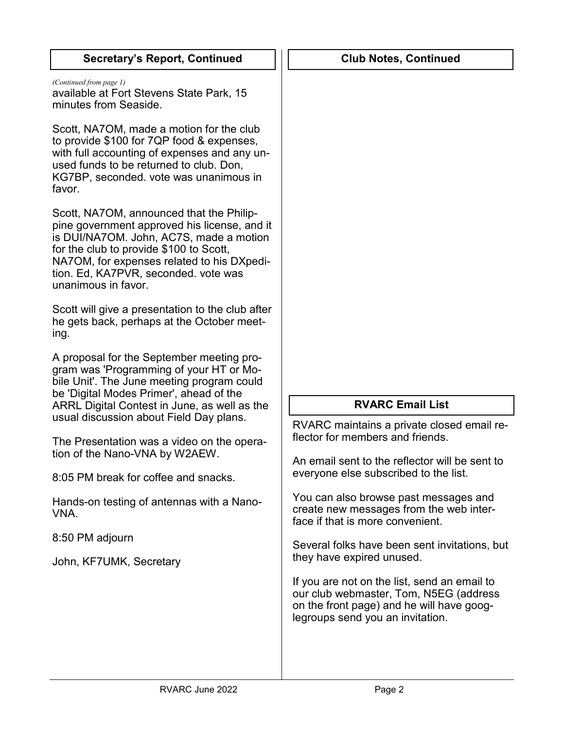## Secretary's Report, Continued

*(Continued from page 1)*

available at Fort Stevens State Park, 15 minutes from Seaside.

Scott, NA7OM, made a motion for the club to provide $100 for 7QP food & expenses, with full accounting of expenses and any unused funds to be returned to club. Don, KG7BP, seconded. vote was unanimous in favor.

Scott, NA7OM, announced that the Philippine government approved his license, and it is DUI/NA7OM. John, AC7S, made a motion for the club to provide $100 to Scott, NA7OM, for expenses related to his DXpedition. Ed, KA7PVR, seconded. vote was unanimous in favor.

Scott will give a presentation to the club after he gets back, perhaps at the October meeting.

A proposal for the September meeting program was 'Programming of your HT or Mobile Unit'. The June meeting program could be 'Digital Modes Primer', ahead of the ARRL Digital Contest in June, as well as the usual discussion about Field Day plans.

The Presentation was a video on the operation of the Nano-VNA by W2AEW.

8:05 PM break for coffee and snacks.

Hands-on testing of antennas with a Nano-VNA.

8:50 PM adjourn

John, KF7UMK, Secretary

## Club Notes, Continued

## RVARC Email List

RVARC maintains a private closed email reflector for members and friends.

An email sent to the reflector will be sent to everyone else subscribed to the list.

You can also browse past messages and create new messages from the web interface if that is more convenient.

Several folks have been sent invitations, but they have expired unused.

If you are not on the list, send an email to our club webmaster, Tom, N5EG (address on the front page) and he will have googlegroups send you an invitation.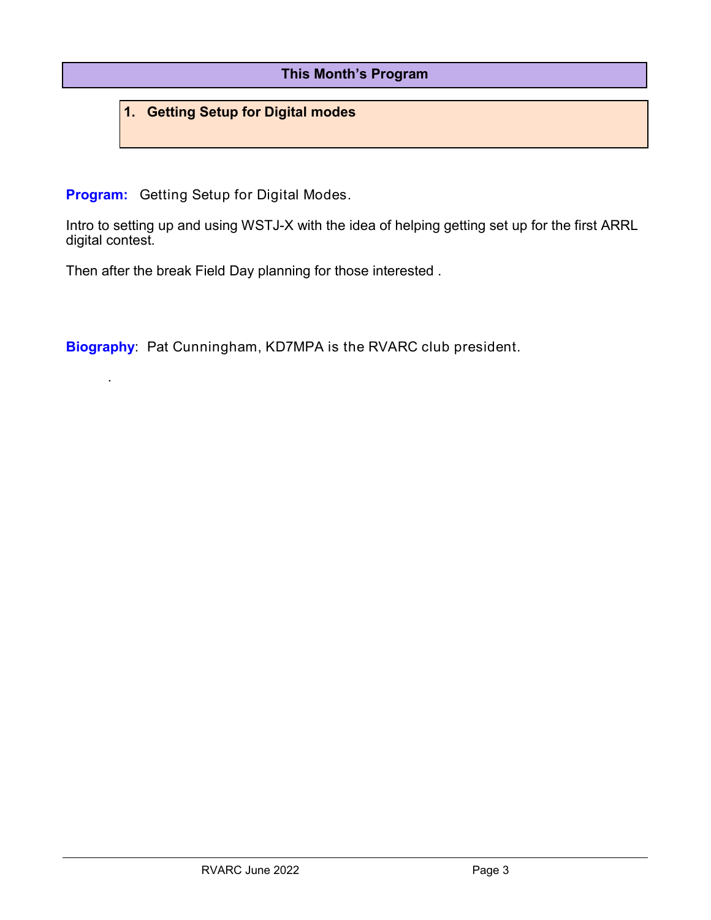## This Month's Program

### 1. Getting Setup for Digital modes

**Program:** Getting Setup for Digital Modes.

Intro to setting up and using WSTJ-X with the idea of helping getting set up for the first ARRL digital contest.

Then after the break Field Day planning for those interested .

**Biography**: Pat Cunningham, KD7MPA is the RVARC club president.

.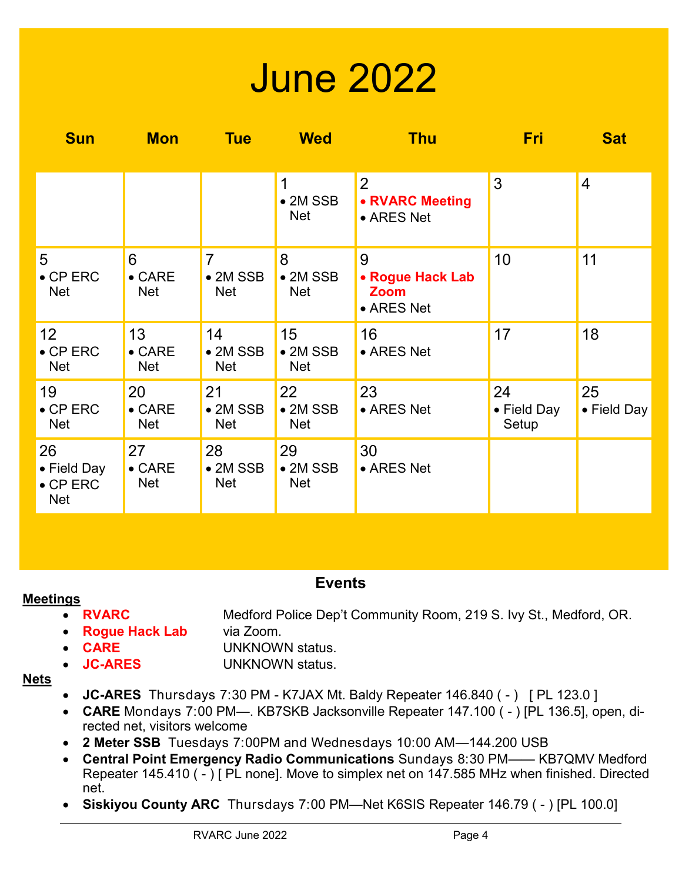# June 2022

| Sun | Mon | Tue | Wed | Thu | Fri | Sat |
|---|---|---|---|---|---|---|
| | | | 1<br>• 2M SSB Net | 2<br>• **RVARC Meeting**<br>• ARES Net | 3 | 4 |
| 5<br>• CP ERC Net | 6<br>• CARE Net | 7<br>• 2M SSB Net | 8<br>• 2M SSB Net | 9<br>• **Rogue Hack Lab Zoom**<br>• ARES Net | 10 | 11 |
| 12<br>• CP ERC Net | 13<br>• CARE Net | 14<br>• 2M SSB Net | 15<br>• 2M SSB Net | 16<br>• ARES Net | 17 | 18 |
| 19<br>• CP ERC Net | 20<br>• CARE Net | 21<br>• 2M SSB Net | 22<br>• 2M SSB Net | 23<br>• ARES Net | 24<br>• Field Day Setup | 25<br>• Field Day |
| 26<br>• Field Day<br>• CP ERC Net | 27<br>• CARE Net | 28<br>• 2M SSB Net | 29<br>• 2M SSB Net | 30<br>• ARES Net | | |

## Events

**Meetings**

- **RVARC** Medford Police Dep't Community Room, 219 S. Ivy St., Medford, OR.
- **Rogue Hack Lab** via Zoom.
- **CARE** UNKNOWN status.
- **JC-ARES** UNKNOWN status.

**Nets**

- **JC-ARES** Thursdays 7:30 PM - K7JAX Mt. Baldy Repeater 146.840 ( - ) [ PL 123.0 ]
- **CARE** Mondays 7:00 PM—. KB7SKB Jacksonville Repeater 147.100 ( - ) [PL 136.5], open, directed net, visitors welcome
- **2 Meter SSB** Tuesdays 7:00PM and Wednesdays 10:00 AM—144.200 USB
- **Central Point Emergency Radio Communications** Sundays 8:30 PM—— KB7QMV Medford Repeater 145.410 ( - ) [ PL none]. Move to simplex net on 147.585 MHz when finished. Directed net.
- **Siskiyou County ARC** Thursdays 7:00 PM—Net K6SIS Repeater 146.79 ( - ) [PL 100.0]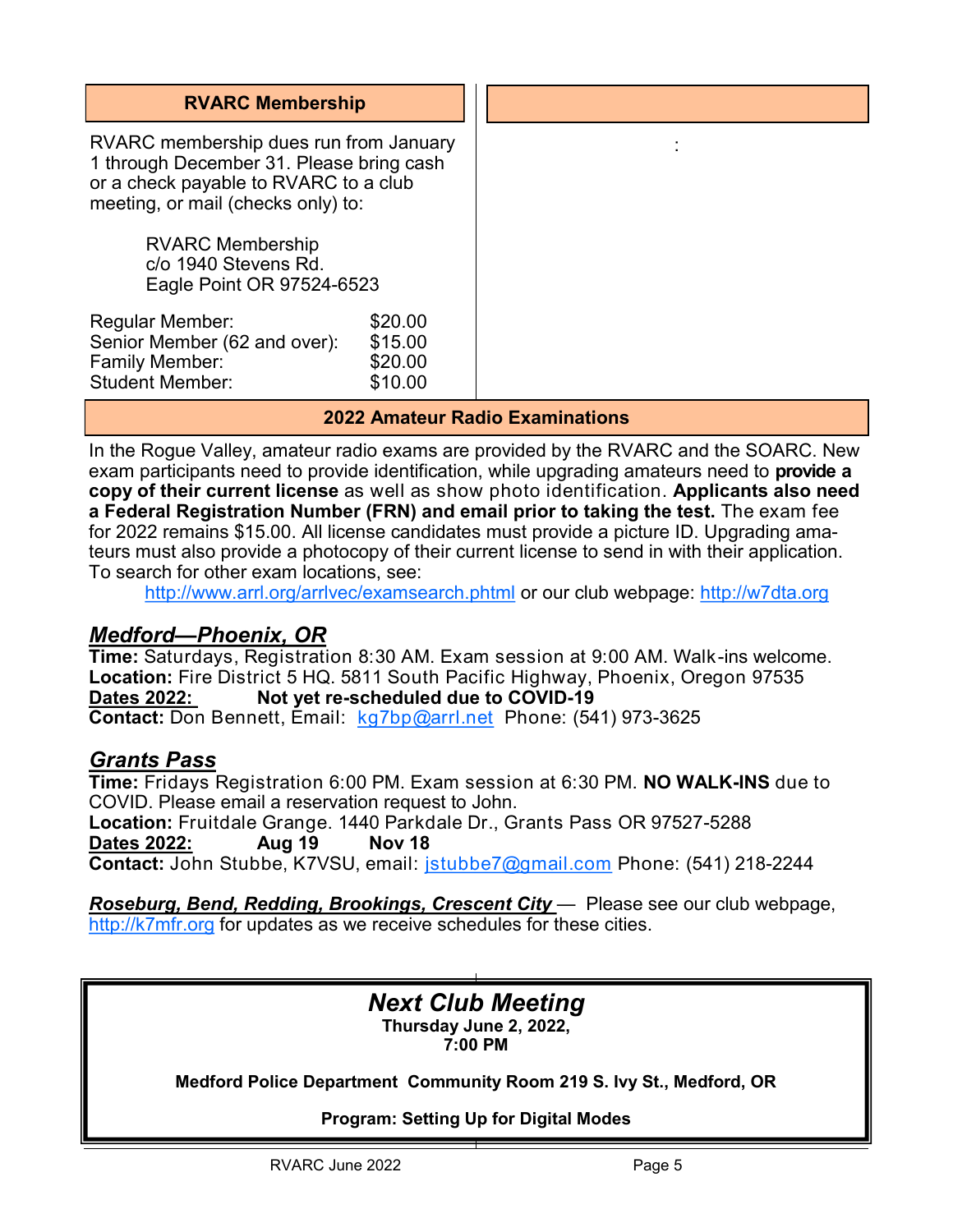## RVARC Membership

RVARC membership dues run from January 1 through December 31. Please bring cash or a check payable to RVARC to a club meeting, or mail (checks only) to:

RVARC Membership
c/o 1940 Stevens Rd.
Eagle Point OR 97524-6523

| | |
|---|---|
| Regular Member: | $20.00 |
| Senior Member (62 and over): | $15.00 |
| Family Member: | $20.00 |
| Student Member: | $10.00 |

:

## 2022 Amateur Radio Examinations

In the Rogue Valley, amateur radio exams are provided by the RVARC and the SOARC. New exam participants need to provide identification, while upgrading amateurs need to **provide a copy of their current license** as well as show photo identification. **Applicants also need a Federal Registration Number (FRN) and email prior to taking the test.** The exam fee for 2022 remains $15.00. All license candidates must provide a picture ID. Upgrading amateurs must also provide a photocopy of their current license to send in with their application. To search for other exam locations, see:

http://www.arrl.org/arrlvec/examsearch.phtml or our club webpage: http://w7dta.org

### ***Medford—Phoenix, OR***

**Time:** Saturdays, Registration 8:30 AM. Exam session at 9:00 AM. Walk-ins welcome.
**Location:** Fire District 5 HQ. 5811 South Pacific Highway, Phoenix, Oregon 97535
**Dates 2022:** **Not yet re-scheduled due to COVID-19**
**Contact:** Don Bennett, Email: kg7bp@arrl.net Phone: (541) 973-3625

### ***Grants Pass***

**Time:** Fridays Registration 6:00 PM. Exam session at 6:30 PM. **NO WALK-INS** due to COVID. Please email a reservation request to John.
**Location:** Fruitdale Grange. 1440 Parkdale Dr., Grants Pass OR 97527-5288
**Dates 2022:** **Aug 19** **Nov 18**
**Contact:** John Stubbe, K7VSU, email: jstubbe7@gmail.com Phone: (541) 218-2244

***Roseburg, Bend, Redding, Brookings, Crescent City*** — Please see our club webpage, http://k7mfr.org for updates as we receive schedules for these cities.

## *Next Club Meeting*

**Thursday June 2, 2022,**
**7:00 PM**

**Medford Police Department Community Room 219 S. Ivy St., Medford, OR**

**Program: Setting Up for Digital Modes**